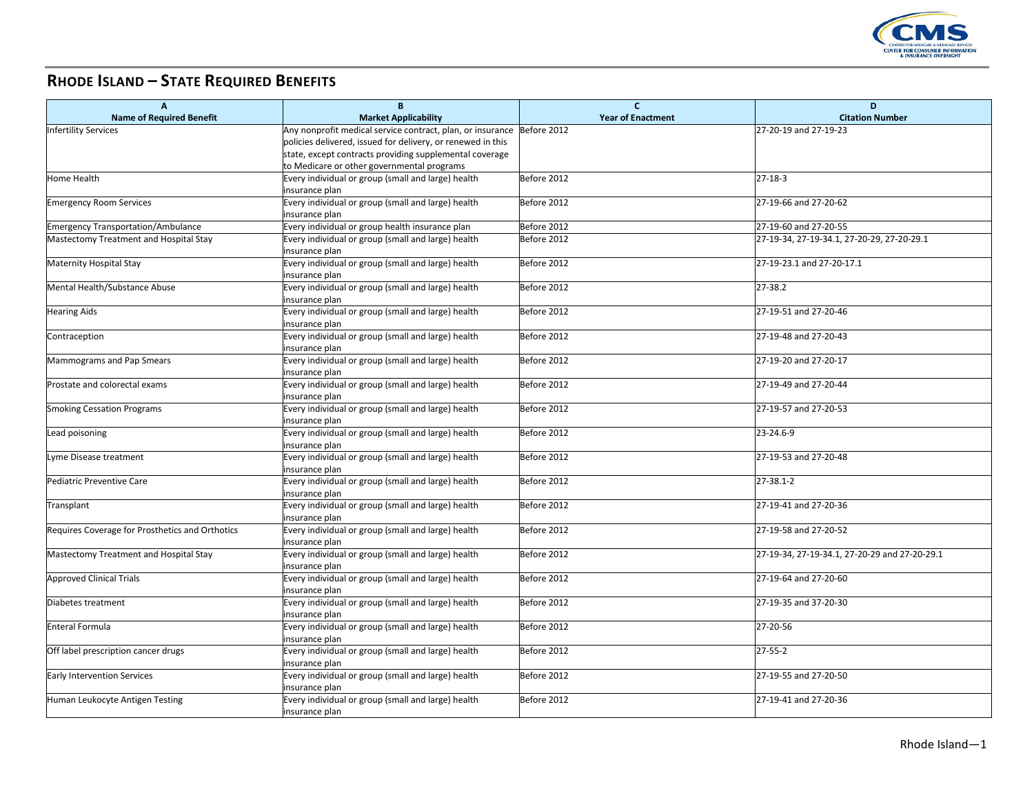## RHODE ISLAND – STATE REQUIRED BENEFITS

| A<br>Name of Required Benefit | B<br>Market Applicability | C<br>Year of Enactment | D<br>Citation Number |
|---|---|---|---|
| Infertility Services | Any nonprofit medical service contract, plan, or insurance policies delivered, issued for delivery, or renewed in this state, except contracts providing supplemental coverage to Medicare or other governmental programs | Before 2012 | 27-20-19 and 27-19-23 |
| Home Health | Every individual or group (small and large) health insurance plan | Before 2012 | 27-18-3 |
| Emergency Room Services | Every individual or group (small and large) health insurance plan | Before 2012 | 27-19-66 and 27-20-62 |
| Emergency Transportation/Ambulance | Every individual or group health insurance plan | Before 2012 | 27-19-60 and 27-20-55 |
| Mastectomy Treatment and Hospital Stay | Every individual or group (small and large) health insurance plan | Before 2012 | 27-19-34, 27-19-34.1, 27-20-29, 27-20-29.1 |
| Maternity Hospital Stay | Every individual or group (small and large) health insurance plan | Before 2012 | 27-19-23.1 and 27-20-17.1 |
| Mental Health/Substance Abuse | Every individual or group (small and large) health insurance plan | Before 2012 | 27-38.2 |
| Hearing Aids | Every individual or group (small and large) health insurance plan | Before 2012 | 27-19-51 and 27-20-46 |
| Contraception | Every individual or group (small and large) health insurance plan | Before 2012 | 27-19-48 and 27-20-43 |
| Mammograms and Pap Smears | Every individual or group (small and large) health insurance plan | Before 2012 | 27-19-20 and 27-20-17 |
| Prostate and colorectal exams | Every individual or group (small and large) health insurance plan | Before 2012 | 27-19-49 and 27-20-44 |
| Smoking Cessation Programs | Every individual or group (small and large) health insurance plan | Before 2012 | 27-19-57 and 27-20-53 |
| Lead poisoning | Every individual or group (small and large) health insurance plan | Before 2012 | 23-24.6-9 |
| Lyme Disease treatment | Every individual or group (small and large) health insurance plan | Before 2012 | 27-19-53 and 27-20-48 |
| Pediatric Preventive Care | Every individual or group (small and large) health insurance plan | Before 2012 | 27-38.1-2 |
| Transplant | Every individual or group (small and large) health insurance plan | Before 2012 | 27-19-41 and 27-20-36 |
| Requires Coverage for Prosthetics and Orthotics | Every individual or group (small and large) health insurance plan | Before 2012 | 27-19-58 and 27-20-52 |
| Mastectomy Treatment and Hospital Stay | Every individual or group (small and large) health insurance plan | Before 2012 | 27-19-34, 27-19-34.1, 27-20-29 and 27-20-29.1 |
| Approved Clinical Trials | Every individual or group (small and large) health insurance plan | Before 2012 | 27-19-64 and 27-20-60 |
| Diabetes treatment | Every individual or group (small and large) health insurance plan | Before 2012 | 27-19-35 and 37-20-30 |
| Enteral Formula | Every individual or group (small and large) health insurance plan | Before 2012 | 27-20-56 |
| Off label prescription cancer drugs | Every individual or group (small and large) health insurance plan | Before 2012 | 27-55-2 |
| Early Intervention Services | Every individual or group (small and large) health insurance plan | Before 2012 | 27-19-55 and 27-20-50 |
| Human Leukocyte Antigen Testing | Every individual or group (small and large) health insurance plan | Before 2012 | 27-19-41 and 27-20-36 |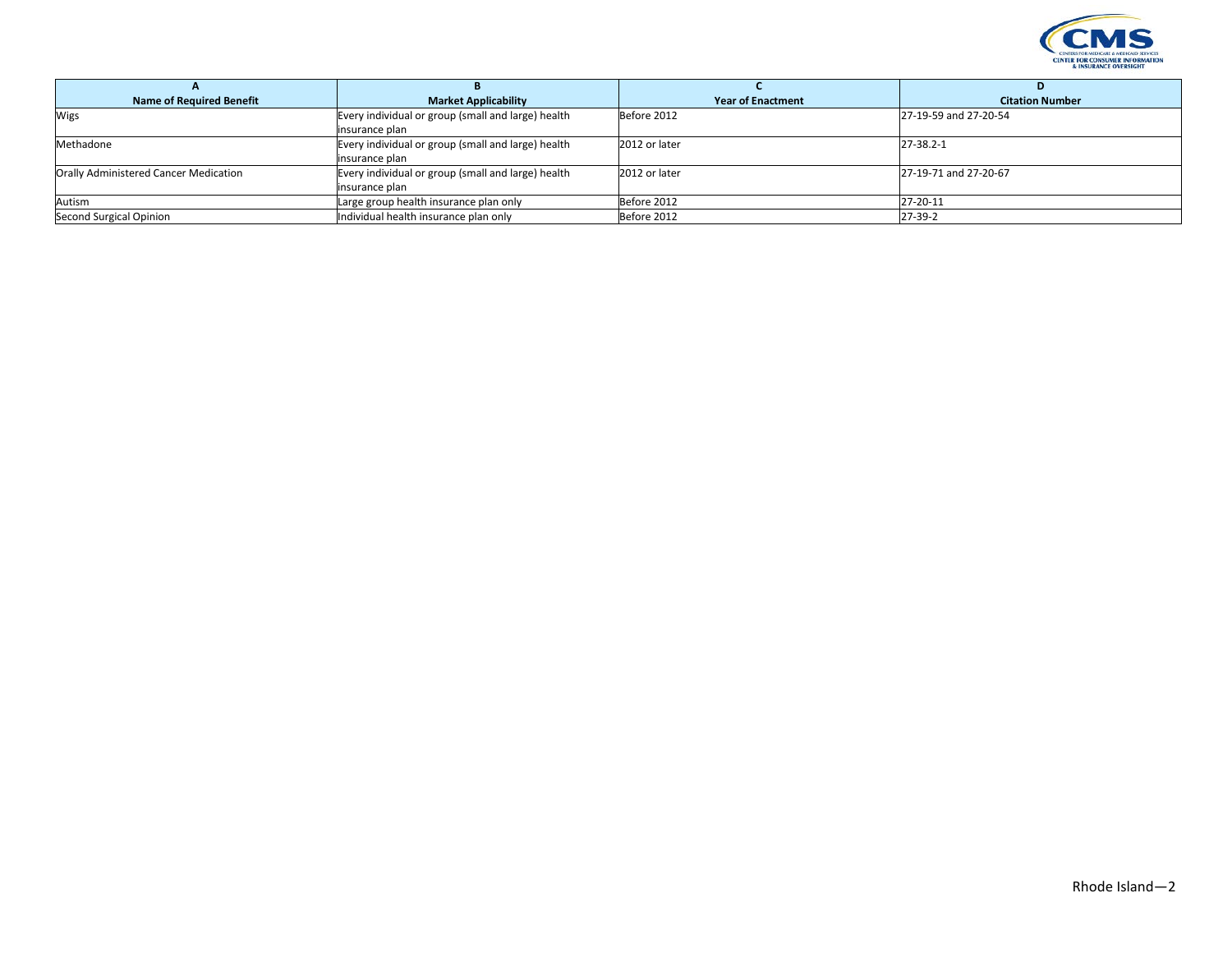| A | B | C | D |
| --- | --- | --- | --- |
| **Name of Required Benefit** | **Market Applicability** | **Year of Enactment** | **Citation Number** |
| Wigs | Every individual or group (small and large) health insurance plan | Before 2012 | 27-19-59 and 27-20-54 |
| Methadone | Every individual or group (small and large) health insurance plan | 2012 or later | 27-38.2-1 |
| Orally Administered Cancer Medication | Every individual or group (small and large) health insurance plan | 2012 or later | 27-19-71 and 27-20-67 |
| Autism | Large group health insurance plan only | Before 2012 | 27-20-11 |
| Second Surgical Opinion | Individual health insurance plan only | Before 2012 | 27-39-2 |